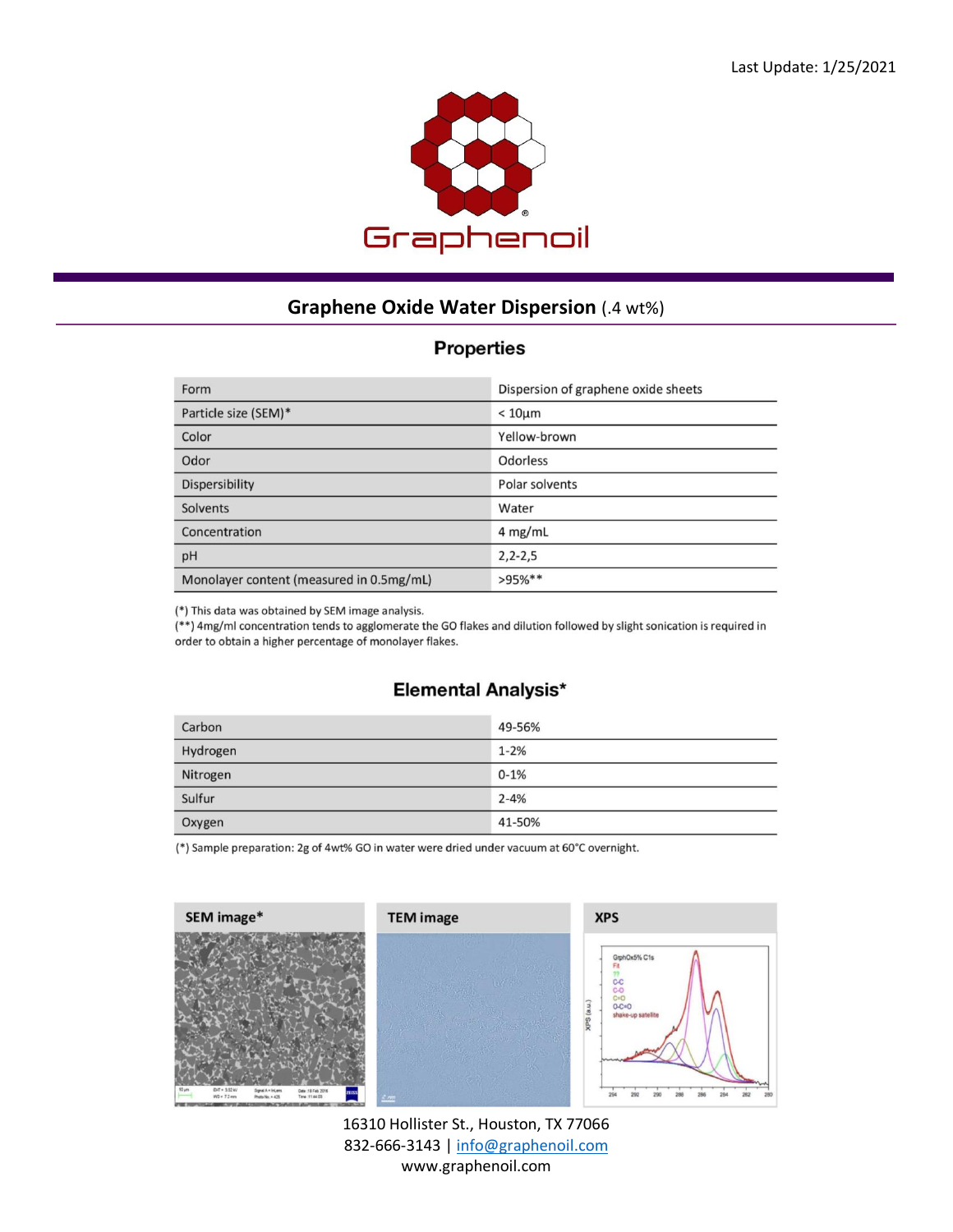Last Update: 1/25/2021

Graphenoil

## Graphene Oxide Water Dispersion (.4 wt%)

### Properties

| Form | Dispersion of graphene oxide sheets |
| --- | --- |
| Particle size (SEM)* | < 10μm |
| Color | Yellow-brown |
| Odor | Odorless |
| Dispersibility | Polar solvents |
| Solvents | Water |
| Concentration | 4 mg/mL |
| pH | 2,2-2,5 |
| Monolayer content (measured in 0.5mg/mL) | >95%** |

(*) This data was obtained by SEM image analysis.
(**) 4mg/ml concentration tends to agglomerate the GO flakes and dilution followed by slight sonication is required in order to obtain a higher percentage of monolayer flakes.

### Elemental Analysis*

| Carbon | 49-56% |
| --- | --- |
| Hydrogen | 1-2% |
| Nitrogen | 0-1% |
| Sulfur | 2-4% |
| Oxygen | 41-50% |

(*) Sample preparation: 2g of 4wt% GO in water were dried under vacuum at 60°C overnight.

| SEM image* | TEM image | XPS |
| --- | --- | --- |

16310 Hollister St., Houston, TX 77066
832-666-3143 | info@graphenoil.com
www.graphenoil.com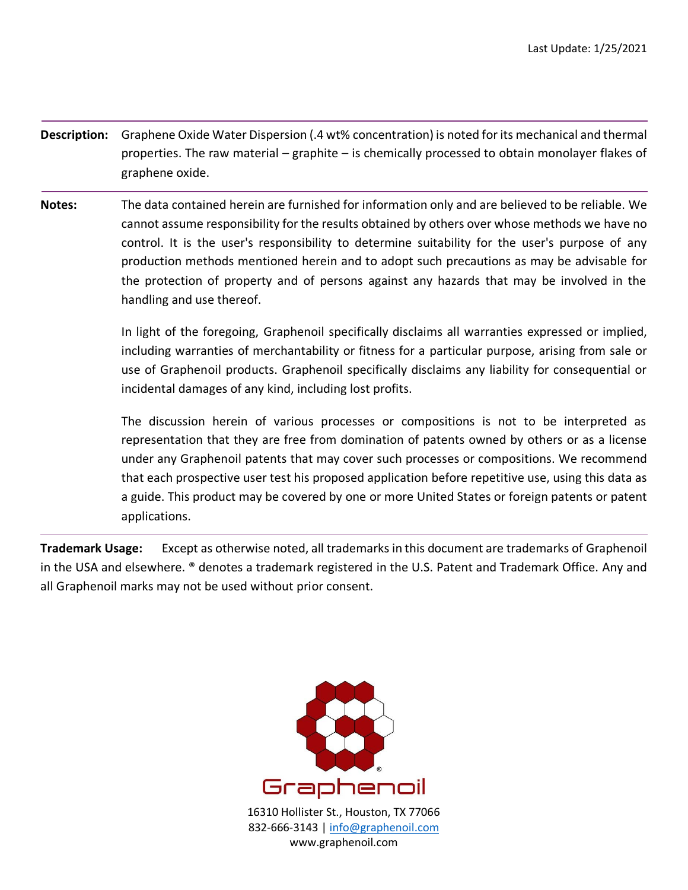Last Update: 1/25/2021

**Description:** Graphene Oxide Water Dispersion (.4 wt% concentration) is noted for its mechanical and thermal properties. The raw material – graphite – is chemically processed to obtain monolayer flakes of graphene oxide.

**Notes:** The data contained herein are furnished for information only and are believed to be reliable. We cannot assume responsibility for the results obtained by others over whose methods we have no control. It is the user's responsibility to determine suitability for the user's purpose of any production methods mentioned herein and to adopt such precautions as may be advisable for the protection of property and of persons against any hazards that may be involved in the handling and use thereof.

In light of the foregoing, Graphenoil specifically disclaims all warranties expressed or implied, including warranties of merchantability or fitness for a particular purpose, arising from sale or use of Graphenoil products. Graphenoil specifically disclaims any liability for consequential or incidental damages of any kind, including lost profits.

The discussion herein of various processes or compositions is not to be interpreted as representation that they are free from domination of patents owned by others or as a license under any Graphenoil patents that may cover such processes or compositions. We recommend that each prospective user test his proposed application before repetitive use, using this data as a guide. This product may be covered by one or more United States or foreign patents or patent applications.

**Trademark Usage:** Except as otherwise noted, all trademarks in this document are trademarks of Graphenoil in the USA and elsewhere. ® denotes a trademark registered in the U.S. Patent and Trademark Office. Any and all Graphenoil marks may not be used without prior consent.

Graphenoil®

16310 Hollister St., Houston, TX 77066
832-666-3143 | info@graphenoil.com
www.graphenoil.com